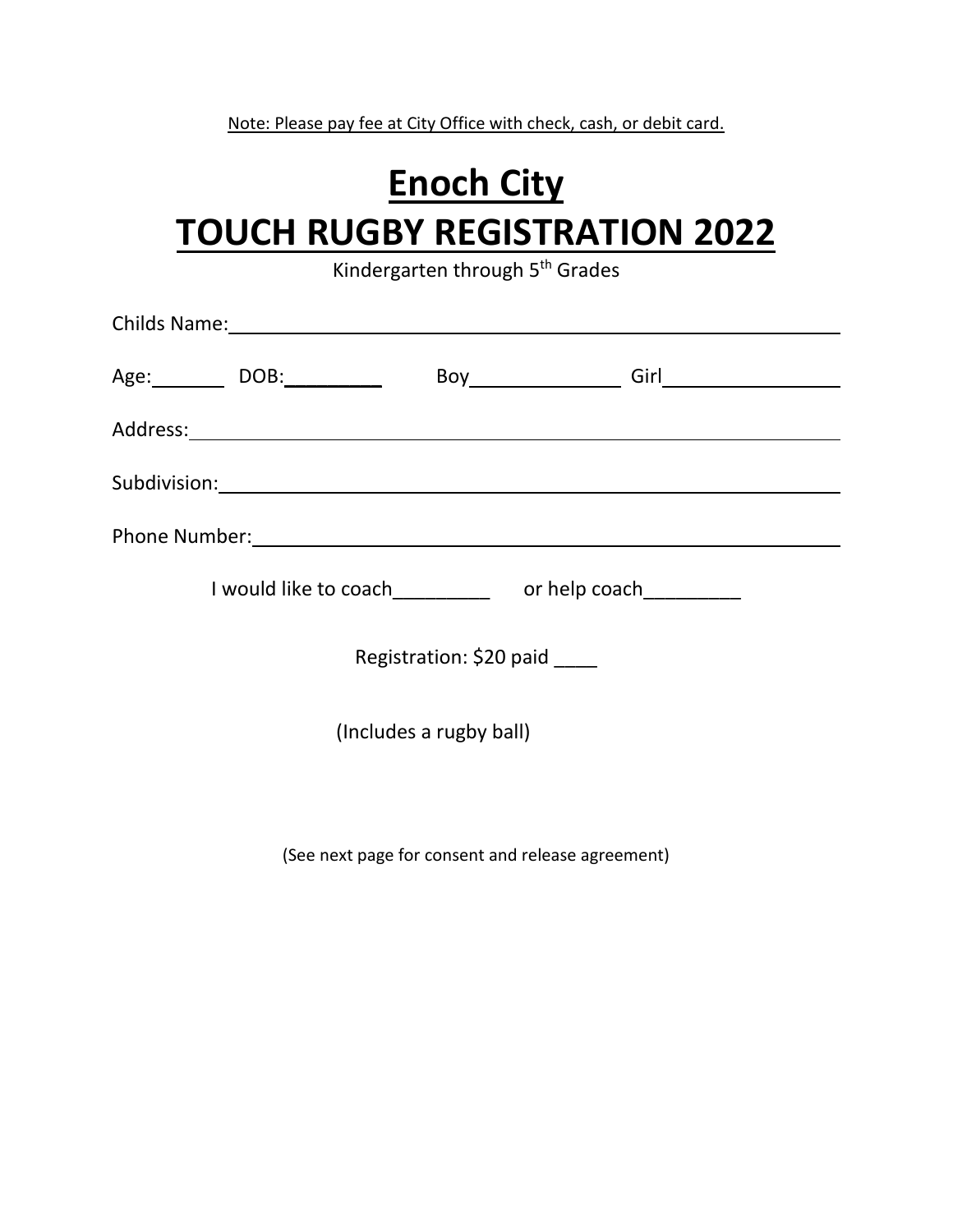Note: Please pay fee at City Office with check, cash, or debit card.

# Enoch City
# TOUCH RUGBY REGISTRATION 2022

Kindergarten through 5th Grades

Childs Name: ____________________________________________

Age: ______ DOB: ________ Boy ____________ Girl ______________

Address: ____________________________________________

Subdivision: ____________________________________________

Phone Number: ____________________________________________

I would like to coach_________ or help coach_________

Registration: $20 paid ____

(Includes a rugby ball)

(See next page for consent and release agreement)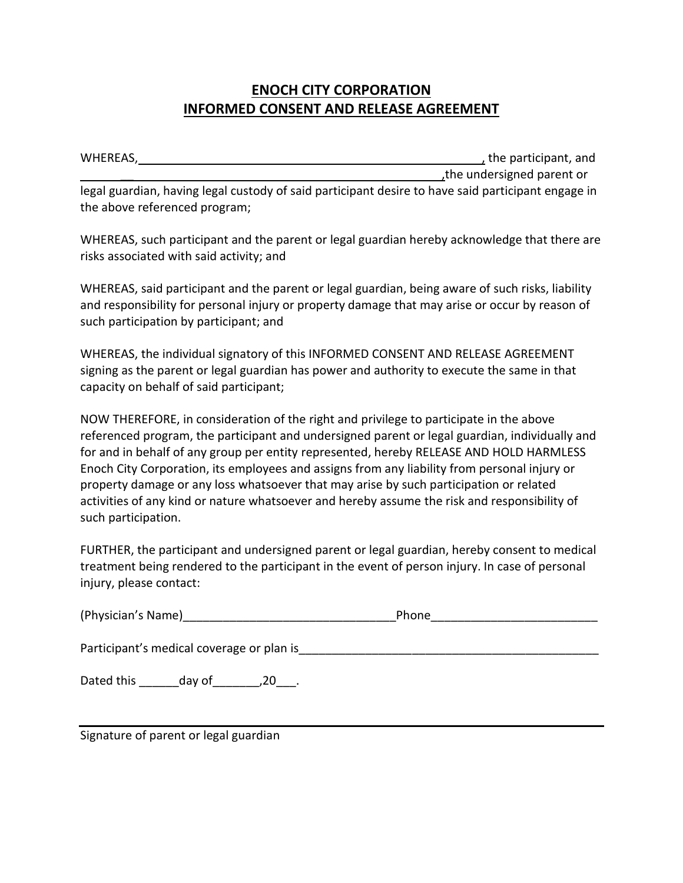# ENOCH CITY CORPORATION
# INFORMED CONSENT AND RELEASE AGREEMENT

WHEREAS,\_\_\_\_\_\_\_\_\_\_\_\_\_\_\_\_\_\_\_\_\_\_\_\_\_\_\_\_\_\_\_\_\_\_\_\_\_\_\_\_\_\_\_\_\_\_\_\_\_\_\_\_, the participant, and \_\_\_\_\_\_\_\_\_\_\_\_\_\_\_\_\_\_\_\_\_\_\_\_\_\_\_\_\_\_\_\_\_\_\_\_\_\_\_\_\_\_\_\_\_\_\_\_\_\_\_\_\_\_\_\_,the undersigned parent or legal guardian, having legal custody of said participant desire to have said participant engage in the above referenced program;

WHEREAS, such participant and the parent or legal guardian hereby acknowledge that there are risks associated with said activity; and

WHEREAS, said participant and the parent or legal guardian, being aware of such risks, liability and responsibility for personal injury or property damage that may arise or occur by reason of such participation by participant; and

WHEREAS, the individual signatory of this INFORMED CONSENT AND RELEASE AGREEMENT signing as the parent or legal guardian has power and authority to execute the same in that capacity on behalf of said participant;

NOW THEREFORE, in consideration of the right and privilege to participate in the above referenced program, the participant and undersigned parent or legal guardian, individually and for and in behalf of any group per entity represented, hereby RELEASE AND HOLD HARMLESS Enoch City Corporation, its employees and assigns from any liability from personal injury or property damage or any loss whatsoever that may arise by such participation or related activities of any kind or nature whatsoever and hereby assume the risk and responsibility of such participation.

FURTHER, the participant and undersigned parent or legal guardian, hereby consent to medical treatment being rendered to the participant in the event of person injury. In case of personal injury, please contact:

(Physician's Name)\_\_\_\_\_\_\_\_\_\_\_\_\_\_\_\_\_\_\_\_\_\_\_\_\_\_\_\_\_\_\_\_\_Phone\_\_\_\_\_\_\_\_\_\_\_\_\_\_\_\_\_\_\_\_\_\_\_\_\_\_

Participant's medical coverage or plan is\_\_\_\_\_\_\_\_\_\_\_\_\_\_\_\_\_\_\_\_\_\_\_\_\_\_\_\_\_\_\_\_\_\_\_\_\_\_\_\_\_\_\_\_\_\_\_\_

Dated this \_\_\_\_\_\_day of\_\_\_\_\_\_\_,20\_\_\_.

\_\_\_\_\_\_\_\_\_\_\_\_\_\_\_\_\_\_\_\_\_\_\_\_\_\_\_\_\_\_\_\_\_\_\_\_\_\_\_\_\_\_\_\_\_\_\_\_\_\_\_\_\_\_\_\_\_\_\_\_\_\_\_\_\_\_\_\_\_\_\_\_\_\_\_\_\_\_\_\_\_\_\_\_\_\_\_\_

Signature of parent or legal guardian